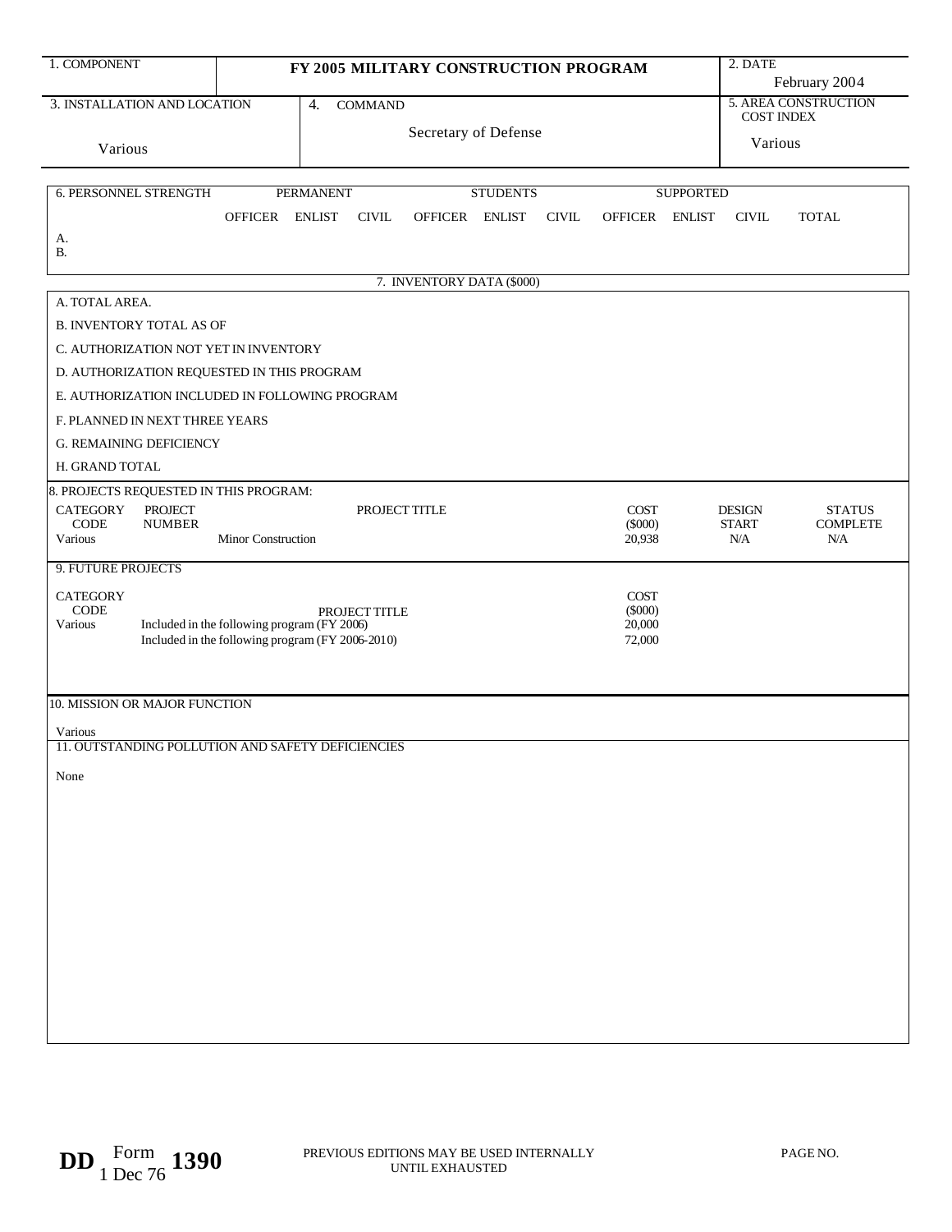| 1. COMPONENT | FY 2005 MILITARY CONSTRUCTION PROGRAM | | 2. DATE February 2004 |
|---|---|---|---|
| 3. INSTALLATION AND LOCATION<br><br>Various | 4. COMMAND<br><br>Secretary of Defense | | 5. AREA CONSTRUCTION COST INDEX<br><br>Various |

| 6. PERSONNEL STRENGTH | PERMANENT | | | STUDENTS | | | SUPPORTED | | | |
|---|---|---|---|---|---|---|---|---|---|---|
| | OFFICER | ENLIST | CIVIL | OFFICER | ENLIST | CIVIL | OFFICER | ENLIST | CIVIL | TOTAL |
| A. | | | | | | | | | | |
| B. | | | | | | | | | | |

**7. INVENTORY DATA ($000)**

A. TOTAL AREA.

B. INVENTORY TOTAL AS OF

C. AUTHORIZATION NOT YET IN INVENTORY

D. AUTHORIZATION REQUESTED IN THIS PROGRAM

E. AUTHORIZATION INCLUDED IN FOLLOWING PROGRAM

F. PLANNED IN NEXT THREE YEARS

G. REMAINING DEFICIENCY

H. GRAND TOTAL

**8. PROJECTS REQUESTED IN THIS PROGRAM:**

| CATEGORY CODE | PROJECT NUMBER | PROJECT TITLE | COST ($000) | DESIGN START | STATUS COMPLETE |
|---|---|---|---|---|---|
| Various | | Minor Construction | 20,938 | N/A | N/A |

**9. FUTURE PROJECTS**

| CATEGORY CODE | PROJECT TITLE | COST ($000) |
|---|---|---|
| Various | Included in the following program (FY 2006) | 20,000 |
| | Included in the following program (FY 2006-2010) | 72,000 |

**10. MISSION OR MAJOR FUNCTION**

Various

**11. OUTSTANDING POLLUTION AND SAFETY DEFICIENCIES**

None

DD Form 1390, 1 Dec 76 — PREVIOUS EDITIONS MAY BE USED INTERNALLY UNTIL EXHAUSTED — PAGE NO.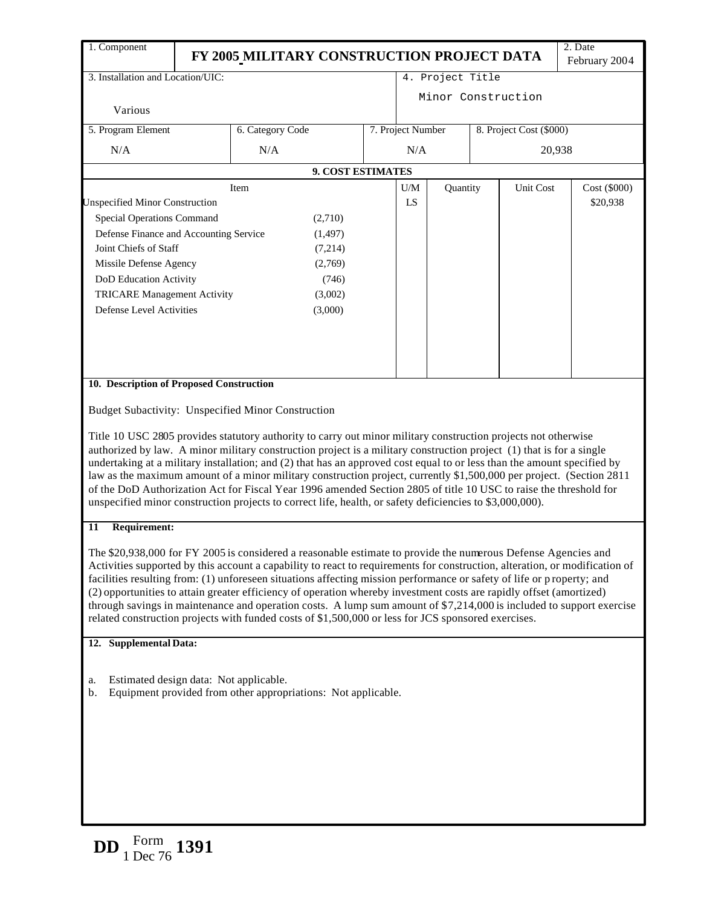| 1. Component | FY 2005 MILITARY CONSTRUCTION PROJECT DATA | 2. Date February 2004 |
|---|---|---|

| 3. Installation and Location/UIC: | 4. Project Title |
|---|---|
| Various | Minor Construction |

| 5. Program Element | 6. Category Code | 7. Project Number | 8. Project Cost ($000) |
|---|---|---|---|
| N/A | N/A | N/A | 20,938 |

**9. COST ESTIMATES**

| Item | | U/M | Quantity | Unit Cost | Cost ($000) |
|---|---|---|---|---|---|
| Unspecified Minor Construction | | LS | | | $20,938 |
| Special Operations Command | (2,710) | | | | |
| Defense Finance and Accounting Service | (1,497) | | | | |
| Joint Chiefs of Staff | (7,214) | | | | |
| Missile Defense Agency | (2,769) | | | | |
| DoD Education Activity | (746) | | | | |
| TRICARE Management Activity | (3,002) | | | | |
| Defense Level Activities | (3,000) | | | | |

**10. Description of Proposed Construction**

Budget Subactivity: Unspecified Minor Construction

Title 10 USC 2805 provides statutory authority to carry out minor military construction projects not otherwise authorized by law. A minor military construction project is a military construction project (1) that is for a single undertaking at a military installation; and (2) that has an approved cost equal to or less than the amount specified by law as the maximum amount of a minor military construction project, currently $1,500,000 per project. (Section 2811 of the DoD Authorization Act for Fiscal Year 1996 amended Section 2805 of title 10 USC to raise the threshold for unspecified minor construction projects to correct life, health, or safety deficiencies to $3,000,000).

**11 Requirement:**

The $20,938,000 for FY 2005 is considered a reasonable estimate to provide the numerous Defense Agencies and Activities supported by this account a capability to react to requirements for construction, alteration, or modification of facilities resulting from: (1) unforeseen situations affecting mission performance or safety of life or property; and (2) opportunities to attain greater efficiency of operation whereby investment costs are rapidly offset (amortized) through savings in maintenance and operation costs. A lump sum amount of $7,214,000 is included to support exercise related construction projects with funded costs of $1,500,000 or less for JCS sponsored exercises.

**12. Supplemental Data:**

a. Estimated design data: Not applicable.
b. Equipment provided from other appropriations: Not applicable.

**DD** Form 1 Dec 76 **1391**